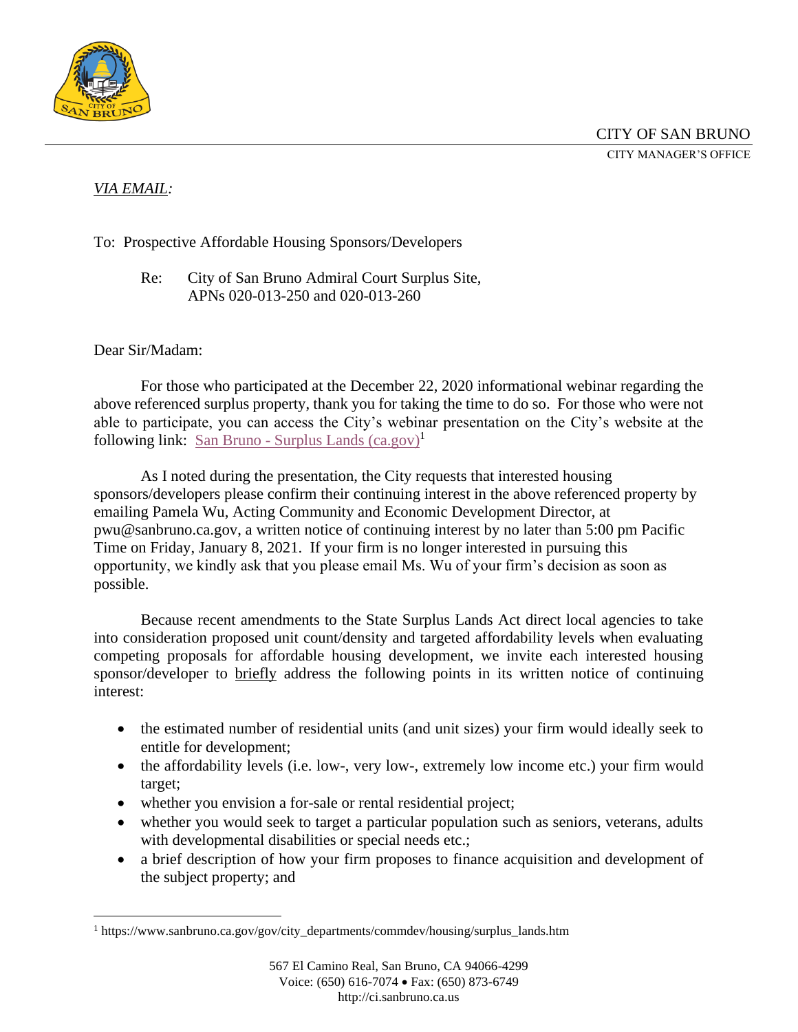CITY OF SAN BRUNO

CITY MANAGER'S OFFICE

*VIA EMAIL:*

To: Prospective Affordable Housing Sponsors/Developers

Re: City of San Bruno Admiral Court Surplus Site, APNs 020-013-250 and 020-013-260

Dear Sir/Madam:

For those who participated at the December 22, 2020 informational webinar regarding the above referenced surplus property, thank you for taking the time to do so. For those who were not able to participate, you can access the City's webinar presentation on the City's website at the following link: San Bruno - Surplus Lands (ca.gov)[1]

As I noted during the presentation, the City requests that interested housing sponsors/developers please confirm their continuing interest in the above referenced property by emailing Pamela Wu, Acting Community and Economic Development Director, at pwu@sanbruno.ca.gov, a written notice of continuing interest by no later than 5:00 pm Pacific Time on Friday, January 8, 2021. If your firm is no longer interested in pursuing this opportunity, we kindly ask that you please email Ms. Wu of your firm's decision as soon as possible.

Because recent amendments to the State Surplus Lands Act direct local agencies to take into consideration proposed unit count/density and targeted affordability levels when evaluating competing proposals for affordable housing development, we invite each interested housing sponsor/developer to briefly address the following points in its written notice of continuing interest:

- the estimated number of residential units (and unit sizes) your firm would ideally seek to entitle for development;
- the affordability levels (i.e. low-, very low-, extremely low income etc.) your firm would target;
- whether you envision a for-sale or rental residential project;
- whether you would seek to target a particular population such as seniors, veterans, adults with developmental disabilities or special needs etc.;
- a brief description of how your firm proposes to finance acquisition and development of the subject property; and

[1] https://www.sanbruno.ca.gov/gov/city_departments/commdev/housing/surplus_lands.htm

567 El Camino Real, San Bruno, CA 94066-4299
Voice: (650) 616-7074 • Fax: (650) 873-6749
http://ci.sanbruno.ca.us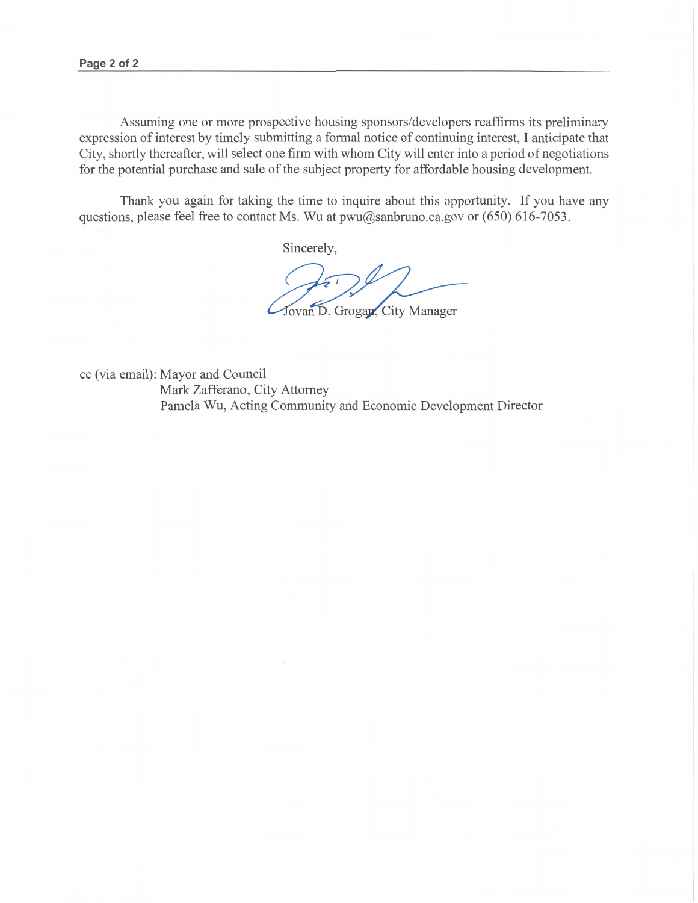Assuming one or more prospective housing sponsors/developers reaffirms its preliminary expression of interest by timely submitting a formal notice of continuing interest, I anticipate that City, shortly thereafter, will select one firm with whom City will enter into a period of negotiations for the potential purchase and sale of the subject property for affordable housing development.

Thank you again for taking the time to inquire about this opportunity. If you have any questions, please feel free to contact Ms. Wu at pwu@sanbruno.ca.gov or (650) 616-7053.

Sincerely,

Jovan D. Grogan, City Manager

cc (via email): Mayor and Council
Mark Zafferano, City Attorney
Pamela Wu, Acting Community and Economic Development Director